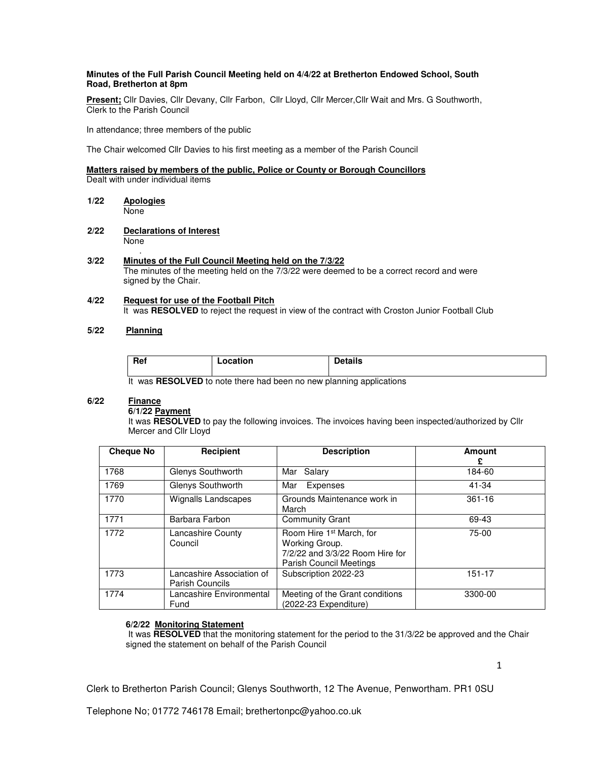**Minutes of the Full Parish Council Meeting held on 4/4/22 at Bretherton Endowed School, South Road, Bretherton at 8pm**

**Present;** Cllr Davies, Cllr Devany, Cllr Farbon, Cllr Lloyd, Cllr Mercer,Cllr Wait and Mrs. G Southworth, Clerk to the Parish Council

In attendance; three members of the public

The Chair welcomed Cllr Davies to his first meeting as a member of the Parish Council

**Matters raised by members of the public, Police or County or Borough Councillors**
Dealt with under individual items

**1/22 Apologies**
None

**2/22 Declarations of Interest**
None

**3/22 Minutes of the Full Council Meeting held on the 7/3/22**
The minutes of the meeting held on the 7/3/22 were deemed to be a correct record and were signed by the Chair.

**4/22 Request for use of the Football Pitch**
It was **RESOLVED** to reject the request in view of the contract with Croston Junior Football Club

**5/22 Planning**

| Ref | Location | Details |
|---|---|---|

It was **RESOLVED** to note there had been no new planning applications

**6/22 Finance**

**6/1/22 Payment**
It was **RESOLVED** to pay the following invoices. The invoices having been inspected/authorized by Cllr Mercer and Cllr Lloyd

| Cheque No | Recipient | Description | Amount £ |
|---|---|---|---|
| 1768 | Glenys Southworth | Mar Salary | 184-60 |
| 1769 | Glenys Southworth | Mar Expenses | 41-34 |
| 1770 | Wignalls Landscapes | Grounds Maintenance work in March | 361-16 |
| 1771 | Barbara Farbon | Community Grant | 69-43 |
| 1772 | Lancashire County Council | Room Hire 1st March, for Working Group. 7/2/22 and 3/3/22 Room Hire for Parish Council Meetings | 75-00 |
| 1773 | Lancashire Association of Parish Councils | Subscription 2022-23 | 151-17 |
| 1774 | Lancashire Environmental Fund | Meeting of the Grant conditions (2022-23 Expenditure) | 3300-00 |

**6/2/22 Monitoring Statement**
It was **RESOLVED** that the monitoring statement for the period to the 31/3/22 be approved and the Chair signed the statement on behalf of the Parish Council

Clerk to Bretherton Parish Council; Glenys Southworth, 12 The Avenue, Penwortham. PR1 0SU

Telephone No; 01772 746178 Email; brethertonpc@yahoo.co.uk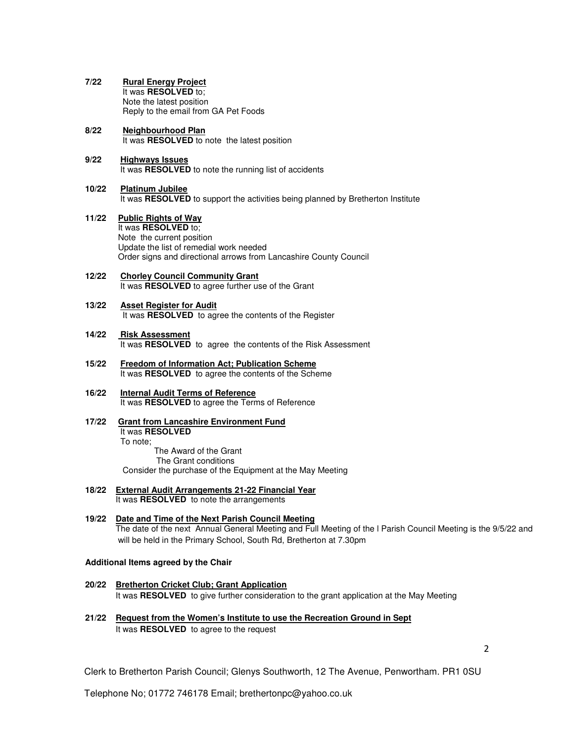**7/22 Rural Energy Project**
It was **RESOLVED** to;
Note the latest position
Reply to the email from GA Pet Foods

**8/22 Neighbourhood Plan**
It was **RESOLVED** to note the latest position

**9/22 Highways Issues**
It was **RESOLVED** to note the running list of accidents

**10/22 Platinum Jubilee**
It was **RESOLVED** to support the activities being planned by Bretherton Institute

**11/22 Public Rights of Way**
It was **RESOLVED** to;
Note the current position
Update the list of remedial work needed
Order signs and directional arrows from Lancashire County Council

**12/22 Chorley Council Community Grant**
It was **RESOLVED** to agree further use of the Grant

**13/22 Asset Register for Audit**
It was **RESOLVED** to agree the contents of the Register

**14/22 Risk Assessment**
It was **RESOLVED** to agree the contents of the Risk Assessment

**15/22 Freedom of Information Act; Publication Scheme**
It was **RESOLVED** to agree the contents of the Scheme

**16/22 Internal Audit Terms of Reference**
It was **RESOLVED** to agree the Terms of Reference

**17/22 Grant from Lancashire Environment Fund**
It was **RESOLVED**
To note;
The Award of the Grant
The Grant conditions
Consider the purchase of the Equipment at the May Meeting

**18/22 External Audit Arrangements 21-22 Financial Year**
It was **RESOLVED** to note the arrangements

**19/22 Date and Time of the Next Parish Council Meeting**
The date of the next Annual General Meeting and Full Meeting of the l Parish Council Meeting is the 9/5/22 and will be held in the Primary School, South Rd, Bretherton at 7.30pm

**Additional Items agreed by the Chair**

**20/22 Bretherton Cricket Club; Grant Application**
It was **RESOLVED** to give further consideration to the grant application at the May Meeting

**21/22 Request from the Women's Institute to use the Recreation Ground in Sept**
It was **RESOLVED** to agree to the request

Clerk to Bretherton Parish Council; Glenys Southworth, 12 The Avenue, Penwortham. PR1 0SU

Telephone No; 01772 746178 Email; brethertonpc@yahoo.co.uk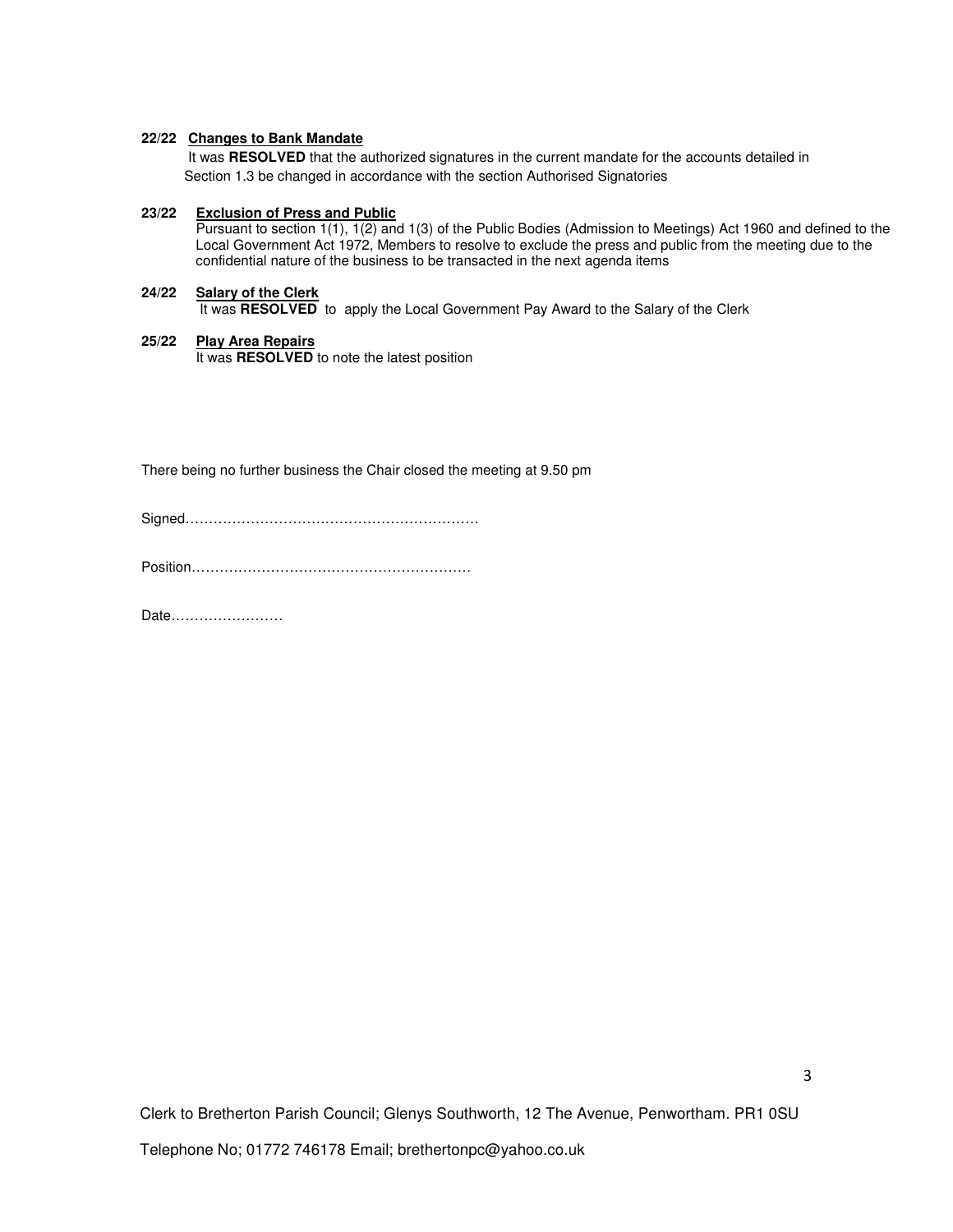**22/22 Changes to Bank Mandate**

It was **RESOLVED** that the authorized signatures in the current mandate for the accounts detailed in Section 1.3 be changed in accordance with the section Authorised Signatories

**23/22 Exclusion of Press and Public**

Pursuant to section 1(1), 1(2) and 1(3) of the Public Bodies (Admission to Meetings) Act 1960 and defined to the Local Government Act 1972, Members to resolve to exclude the press and public from the meeting due to the confidential nature of the business to be transacted in the next agenda items

**24/22 Salary of the Clerk**

It was **RESOLVED** to apply the Local Government Pay Award to the Salary of the Clerk

**25/22 Play Area Repairs**

It was **RESOLVED** to note the latest position

There being no further business the Chair closed the meeting at 9.50 pm

Signed………………………………………………………

Position……………………………………………………

Date……………………

Clerk to Bretherton Parish Council; Glenys Southworth, 12 The Avenue, Penwortham. PR1 0SU

Telephone No; 01772 746178 Email; brethertonpc@yahoo.co.uk